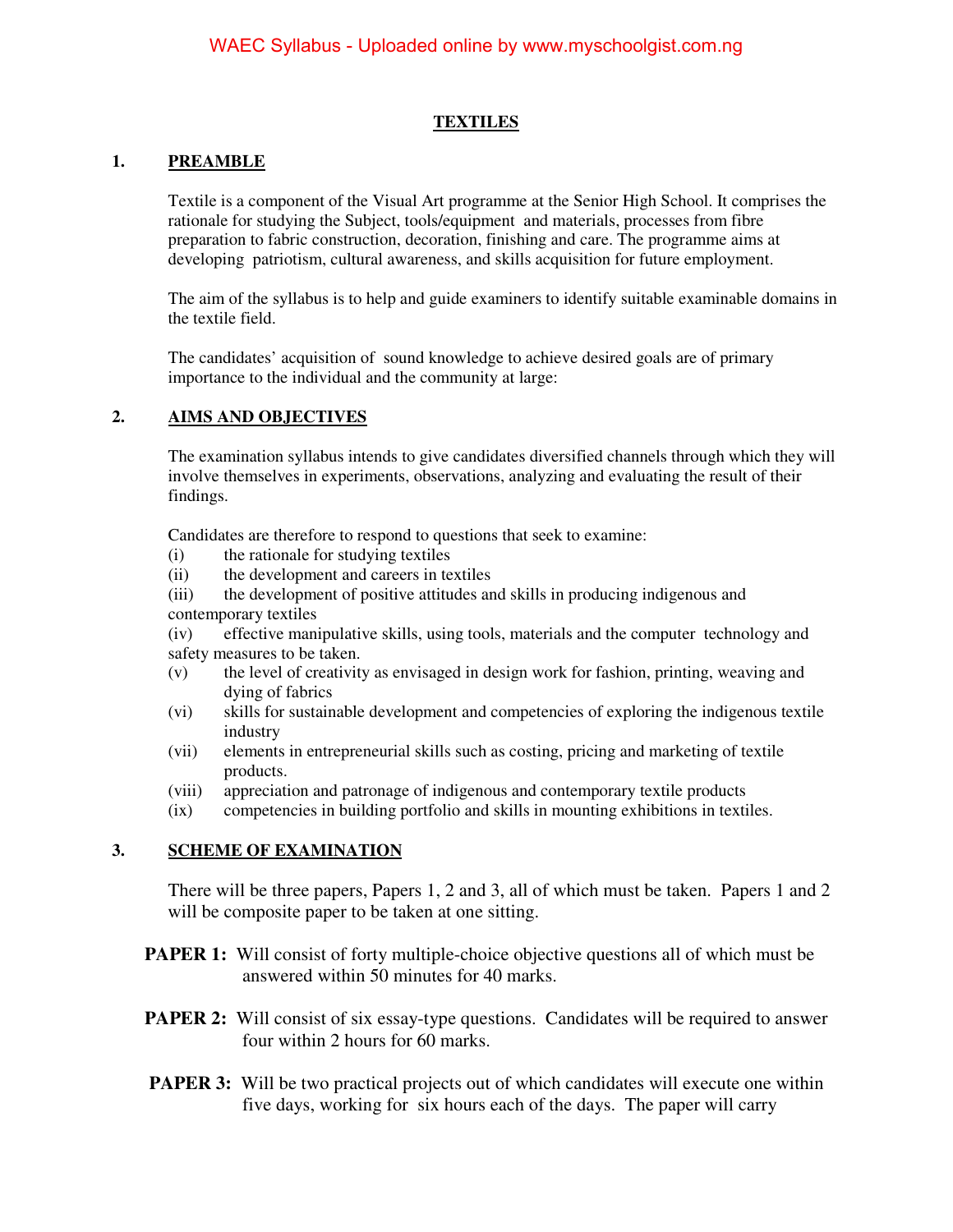# TEXTILES

## 1. PREAMBLE

Textile is a component of the Visual Art programme at the Senior High School. It comprises the rationale for studying the Subject, tools/equipment and materials, processes from fibre preparation to fabric construction, decoration, finishing and care. The programme aims at developing patriotism, cultural awareness, and skills acquisition for future employment.

The aim of the syllabus is to help and guide examiners to identify suitable examinable domains in the textile field.

The candidates' acquisition of sound knowledge to achieve desired goals are of primary importance to the individual and the community at large:

## 2. AIMS AND OBJECTIVES

The examination syllabus intends to give candidates diversified channels through which they will involve themselves in experiments, observations, analyzing and evaluating the result of their findings.

Candidates are therefore to respond to questions that seek to examine:

(i) the rationale for studying textiles
(ii) the development and careers in textiles
(iii) the development of positive attitudes and skills in producing indigenous and contemporary textiles
(iv) effective manipulative skills, using tools, materials and the computer technology and safety measures to be taken.
(v) the level of creativity as envisaged in design work for fashion, printing, weaving and dying of fabrics
(vi) skills for sustainable development and competencies of exploring the indigenous textile industry
(vii) elements in entrepreneurial skills such as costing, pricing and marketing of textile products.
(viii) appreciation and patronage of indigenous and contemporary textile products
(ix) competencies in building portfolio and skills in mounting exhibitions in textiles.

## 3. SCHEME OF EXAMINATION

There will be three papers, Papers 1, 2 and 3, all of which must be taken. Papers 1 and 2 will be composite paper to be taken at one sitting.

**PAPER 1:** Will consist of forty multiple-choice objective questions all of which must be answered within 50 minutes for 40 marks.

**PAPER 2:** Will consist of six essay-type questions. Candidates will be required to answer four within 2 hours for 60 marks.

**PAPER 3:** Will be two practical projects out of which candidates will execute one within five days, working for six hours each of the days. The paper will carry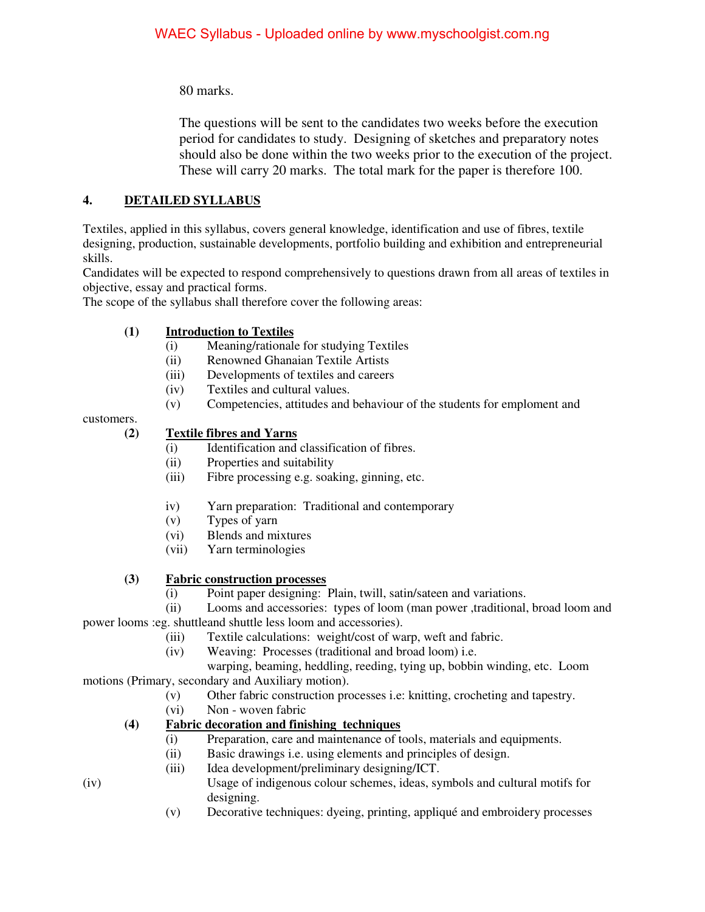80 marks.

The questions will be sent to the candidates two weeks before the execution period for candidates to study. Designing of sketches and preparatory notes should also be done within the two weeks prior to the execution of the project. These will carry 20 marks. The total mark for the paper is therefore 100.

## 4. DETAILED SYLLABUS

Textiles, applied in this syllabus, covers general knowledge, identification and use of fibres, textile designing, production, sustainable developments, portfolio building and exhibition and entrepreneurial skills.

Candidates will be expected to respond comprehensively to questions drawn from all areas of textiles in objective, essay and practical forms.

The scope of the syllabus shall therefore cover the following areas:

**(1) Introduction to Textiles**

- (i) Meaning/rationale for studying Textiles
- (ii) Renowned Ghanaian Textile Artists
- (iii) Developments of textiles and careers
- (iv) Textiles and cultural values.
- (v) Competencies, attitudes and behaviour of the students for emploment and customers.

**(2) Textile fibres and Yarns**

- (i) Identification and classification of fibres.
- (ii) Properties and suitability
- (iii) Fibre processing e.g. soaking, ginning, etc.
- iv) Yarn preparation: Traditional and contemporary
- (v) Types of yarn
- (vi) Blends and mixtures
- (vii) Yarn terminologies

**(3) Fabric construction processes**

- (i) Point paper designing: Plain, twill, satin/sateen and variations.
- (ii) Looms and accessories: types of loom (man power ,traditional, broad loom and power looms :eg. shuttleand shuttle less loom and accessories).
- (iii) Textile calculations: weight/cost of warp, weft and fabric.
- (iv) Weaving: Processes (traditional and broad loom) i.e. warping, beaming, heddling, reeding, tying up, bobbin winding, etc. Loom motions (Primary, secondary and Auxiliary motion).
- (v) Other fabric construction processes i.e: knitting, crocheting and tapestry.
- (vi) Non - woven fabric

**(4) Fabric decoration and finishing techniques**

- (i) Preparation, care and maintenance of tools, materials and equipments.
- (ii) Basic drawings i.e. using elements and principles of design.
- (iii) Idea development/preliminary designing/ICT.
- (iv) Usage of indigenous colour schemes, ideas, symbols and cultural motifs for designing.
- (v) Decorative techniques: dyeing, printing, appliqué and embroidery processes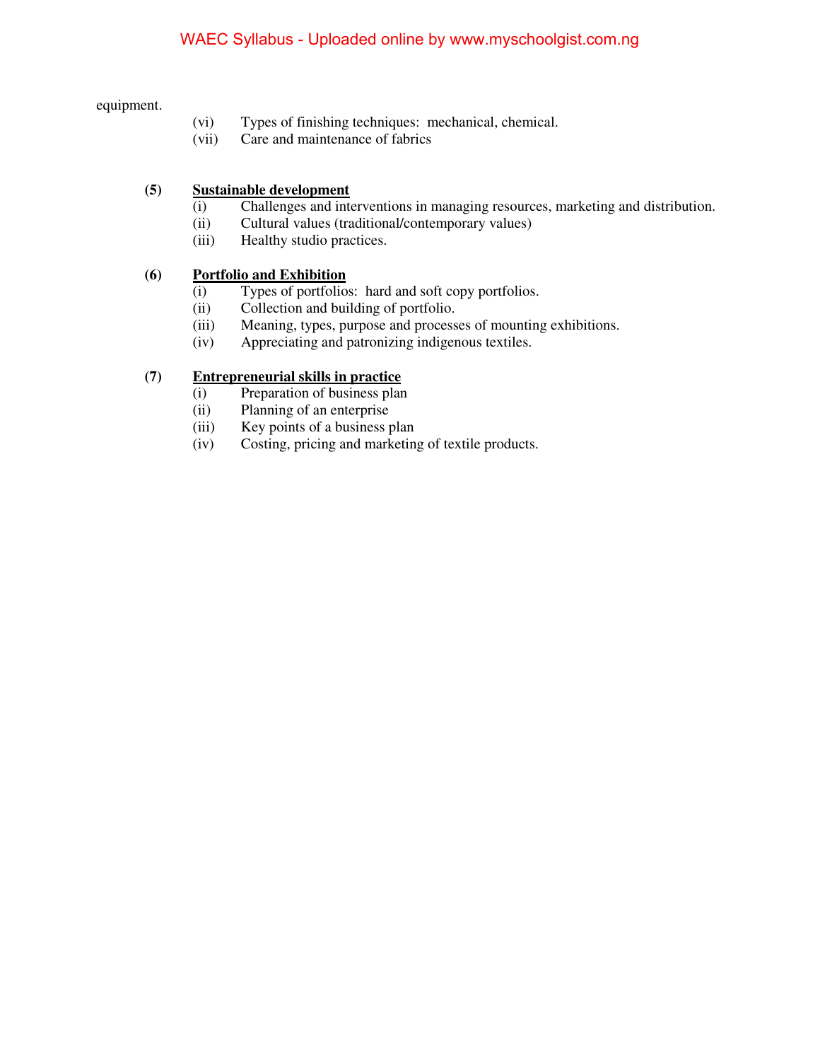equipment.

(vi) Types of finishing techniques: mechanical, chemical.
(vii) Care and maintenance of fabrics

**(5) Sustainable development**

(i) Challenges and interventions in managing resources, marketing and distribution.
(ii) Cultural values (traditional/contemporary values)
(iii) Healthy studio practices.

**(6) Portfolio and Exhibition**

(i) Types of portfolios: hard and soft copy portfolios.
(ii) Collection and building of portfolio.
(iii) Meaning, types, purpose and processes of mounting exhibitions.
(iv) Appreciating and patronizing indigenous textiles.

**(7) Entrepreneurial skills in practice**

(i) Preparation of business plan
(ii) Planning of an enterprise
(iii) Key points of a business plan
(iv) Costing, pricing and marketing of textile products.